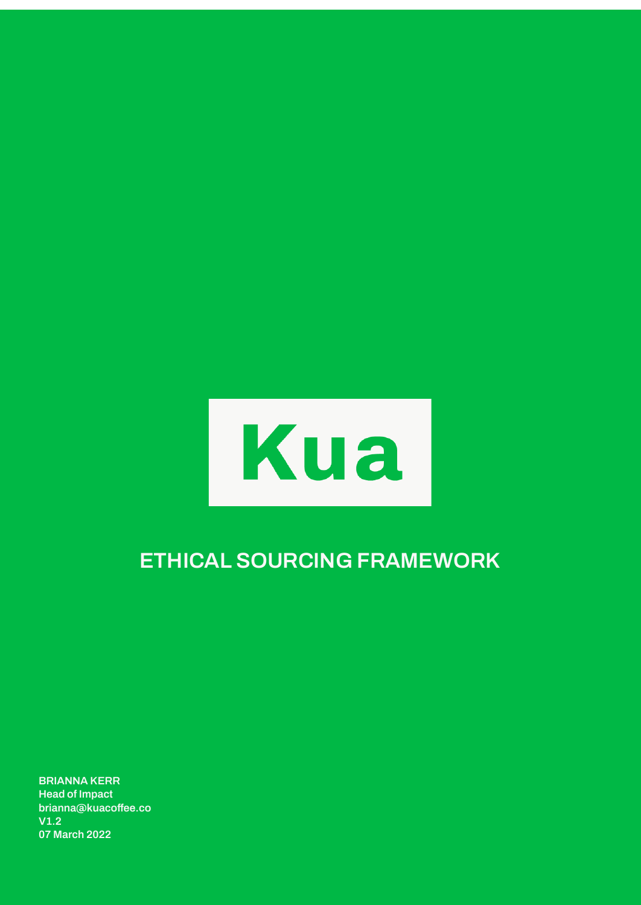Kua

# ETHICAL SOURCING FRAMEWORK

**BRIANNA KERR**
**Head of Impact**
**brianna@kuacoffee.co**
**V1.2**
**07 March 2022**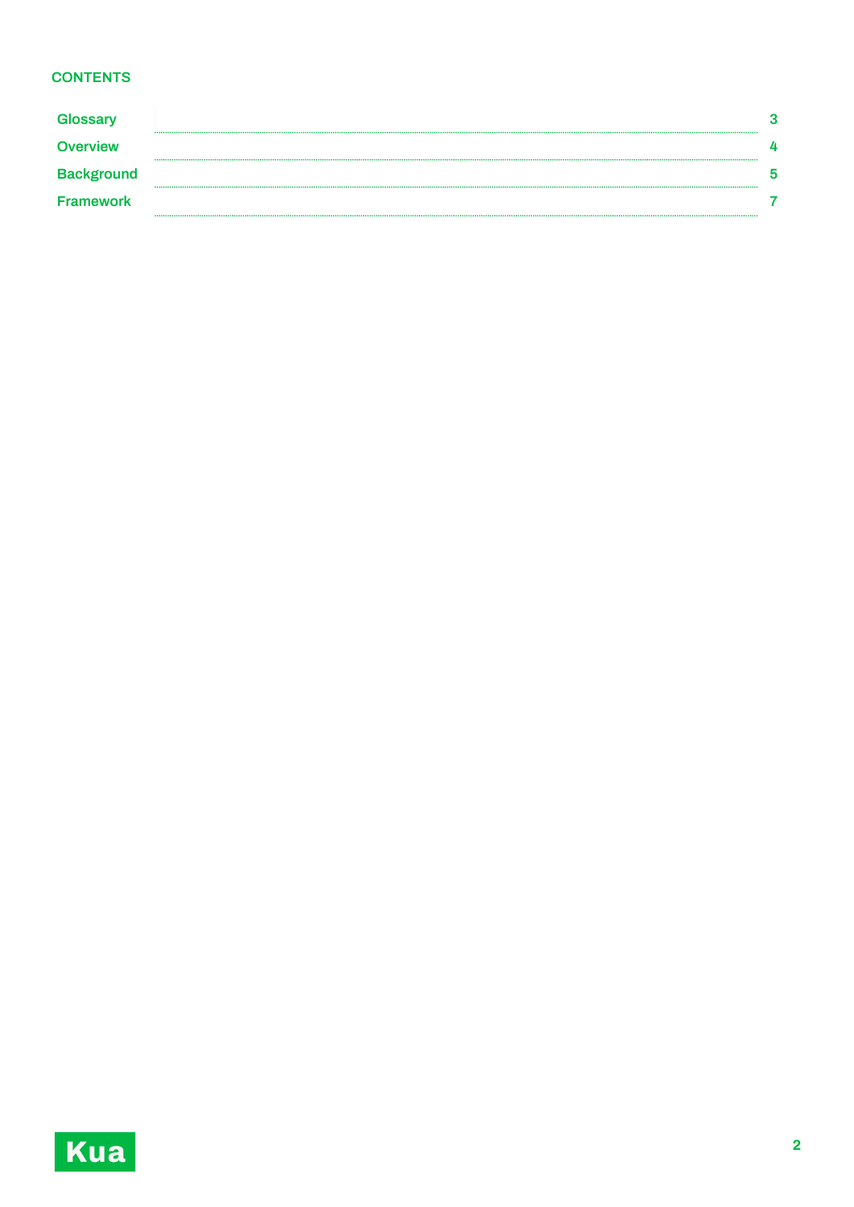## CONTENTS

| | |
|---|---|
| Glossary | 3 |
| Overview | 4 |
| Background | 5 |
| Framework | 7 |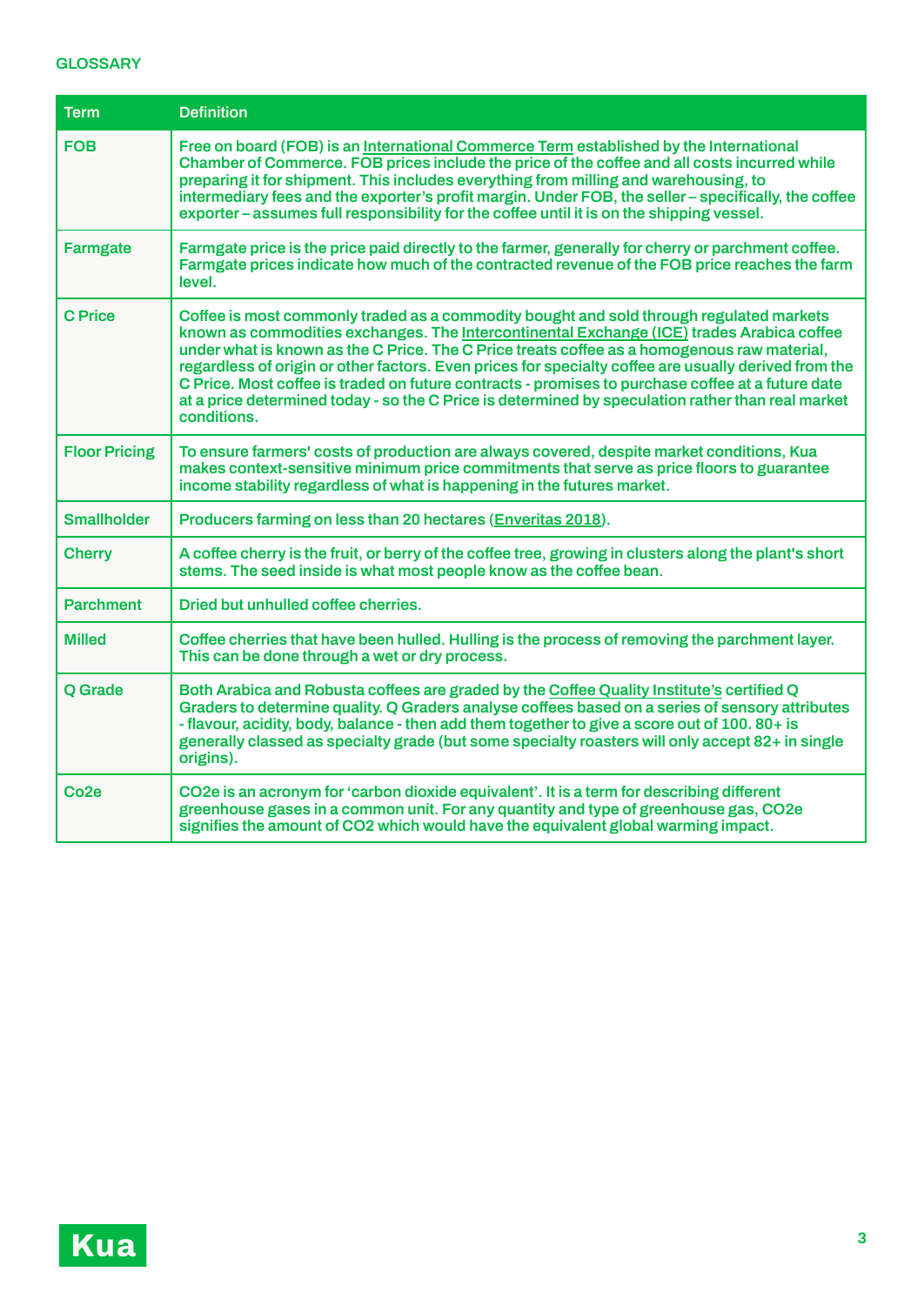## GLOSSARY

| Term | Definition |
|---|---|
| FOB | Free on board (FOB) is an International Commerce Term established by the International Chamber of Commerce. FOB prices include the price of the coffee and all costs incurred while preparing it for shipment. This includes everything from milling and warehousing, to intermediary fees and the exporter's profit margin. Under FOB, the seller – specifically, the coffee exporter – assumes full responsibility for the coffee until it is on the shipping vessel. |
| Farmgate | Farmgate price is the price paid directly to the farmer, generally for cherry or parchment coffee. Farmgate prices indicate how much of the contracted revenue of the FOB price reaches the farm level. |
| C Price | Coffee is most commonly traded as a commodity bought and sold through regulated markets known as commodities exchanges. The Intercontinental Exchange (ICE) trades Arabica coffee under what is known as the C Price. The C Price treats coffee as a homogenous raw material, regardless of origin or other factors. Even prices for specialty coffee are usually derived from the C Price. Most coffee is traded on future contracts - promises to purchase coffee at a future date at a price determined today - so the C Price is determined by speculation rather than real market conditions. |
| Floor Pricing | To ensure farmers' costs of production are always covered, despite market conditions, Kua makes context-sensitive minimum price commitments that serve as price floors to guarantee income stability regardless of what is happening in the futures market. |
| Smallholder | Producers farming on less than 20 hectares (Enveritas 2018). |
| Cherry | A coffee cherry is the fruit, or berry of the coffee tree, growing in clusters along the plant's short stems. The seed inside is what most people know as the coffee bean. |
| Parchment | Dried but unhulled coffee cherries. |
| Milled | Coffee cherries that have been hulled. Hulling is the process of removing the parchment layer. This can be done through a wet or dry process. |
| Q Grade | Both Arabica and Robusta coffees are graded by the Coffee Quality Institute's certified Q Graders to determine quality. Q Graders analyse coffees based on a series of sensory attributes - flavour, acidity, body, balance - then add them together to give a score out of 100. 80+ is generally classed as specialty grade (but some specialty roasters will only accept 82+ in single origins). |
| Co2e | CO2e is an acronym for 'carbon dioxide equivalent'. It is a term for describing different greenhouse gases in a common unit. For any quantity and type of greenhouse gas, CO2e signifies the amount of CO2 which would have the equivalent global warming impact. |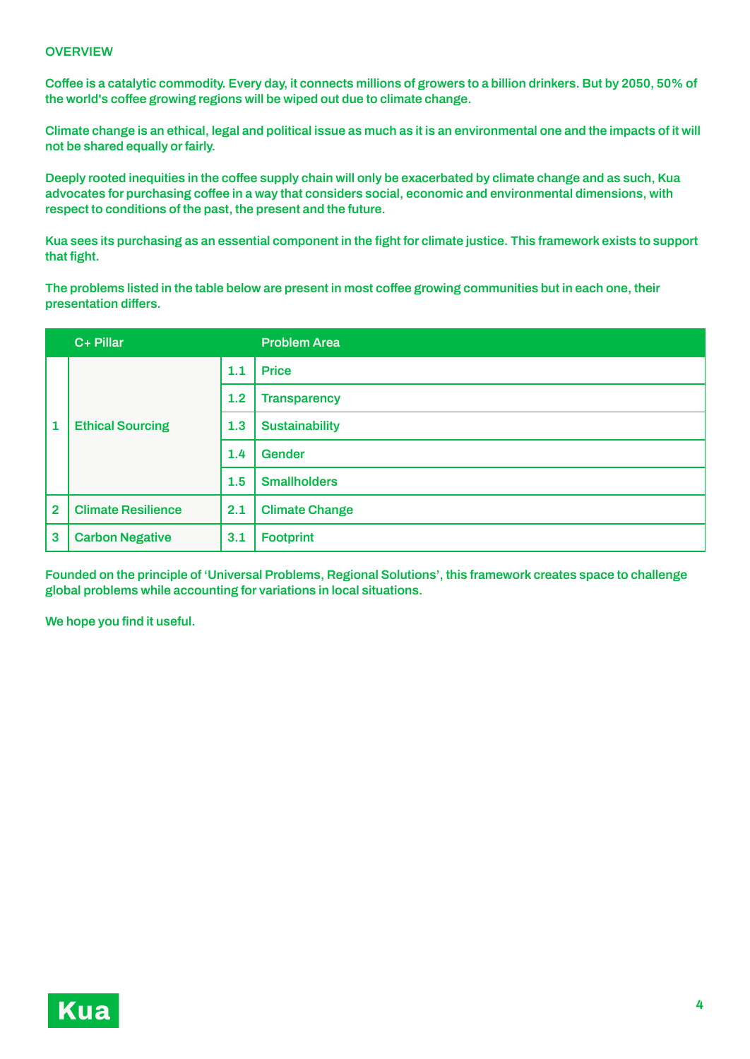## OVERVIEW

Coffee is a catalytic commodity. Every day, it connects millions of growers to a billion drinkers. But by 2050, 50% of the world's coffee growing regions will be wiped out due to climate change.

Climate change is an ethical, legal and political issue as much as it is an environmental one and the impacts of it will not be shared equally or fairly.

Deeply rooted inequities in the coffee supply chain will only be exacerbated by climate change and as such, Kua advocates for purchasing coffee in a way that considers social, economic and environmental dimensions, with respect to conditions of the past, the present and the future.

Kua sees its purchasing as an essential component in the fight for climate justice. This framework exists to support that fight.

The problems listed in the table below are present in most coffee growing communities but in each one, their presentation differs.

| | C+ Pillar | | Problem Area |
|---|---|---|---|
| 1 | Ethical Sourcing | 1.1 | Price |
| | | 1.2 | Transparency |
| | | 1.3 | Sustainability |
| | | 1.4 | Gender |
| | | 1.5 | Smallholders |
| 2 | Climate Resilience | 2.1 | Climate Change |
| 3 | Carbon Negative | 3.1 | Footprint |

Founded on the principle of 'Universal Problems, Regional Solutions', this framework creates space to challenge global problems while accounting for variations in local situations.

We hope you find it useful.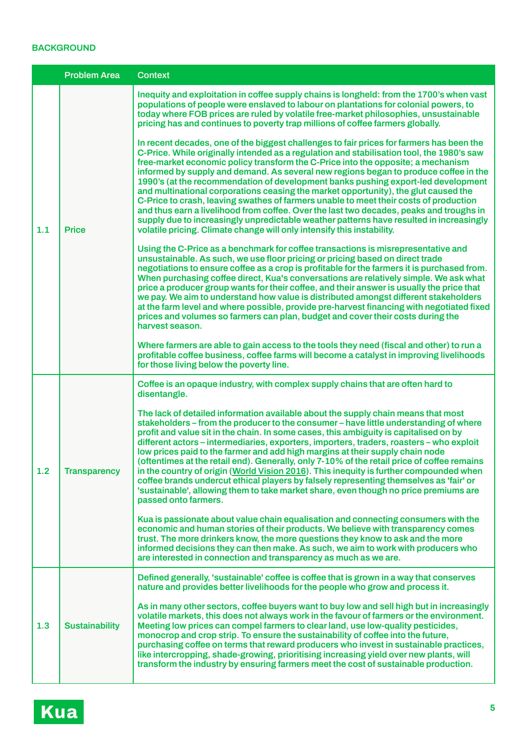**BACKGROUND**

| | Problem Area | Context |
|---|---|---|
| 1.1 | Price | Inequity and exploitation in coffee supply chains is longheld: from the 1700's when vast populations of people were enslaved to labour on plantations for colonial powers, to today where FOB prices are ruled by volatile free-market philosophies, unsustainable pricing has and continues to poverty trap millions of coffee farmers globally.<br><br>In recent decades, one of the biggest challenges to fair prices for farmers has been the C-Price. While originally intended as a regulation and stabilisation tool, the 1980's saw free-market economic policy transform the C-Price into the opposite; a mechanism informed by supply and demand. As several new regions began to produce coffee in the 1990's (at the recommendation of development banks pushing export-led development and multinational corporations ceasing the market opportunity), the glut caused the C-Price to crash, leaving swathes of farmers unable to meet their costs of production and thus earn a livelihood from coffee. Over the last two decades, peaks and troughs in supply due to increasingly unpredictable weather patterns have resulted in increasingly volatile pricing. Climate change will only intensify this instability.<br><br>Using the C-Price as a benchmark for coffee transactions is misrepresentative and unsustainable. As such, we use floor pricing or pricing based on direct trade negotiations to ensure coffee as a crop is profitable for the farmers it is purchased from. When purchasing coffee direct, Kua's conversations are relatively simple. We ask what price a producer group wants for their coffee, and their answer is usually the price that we pay. We aim to understand how value is distributed amongst different stakeholders at the farm level and where possible, provide pre-harvest financing with negotiated fixed prices and volumes so farmers can plan, budget and cover their costs during the harvest season.<br><br>Where farmers are able to gain access to the tools they need (fiscal and other) to run a profitable coffee business, coffee farms will become a catalyst in improving livelihoods for those living below the poverty line. |
| 1.2 | Transparency | Coffee is an opaque industry, with complex supply chains that are often hard to disentangle.<br><br>The lack of detailed information available about the supply chain means that most stakeholders – from the producer to the consumer – have little understanding of where profit and value sit in the chain. In some cases, this ambiguity is capitalised on by different actors – intermediaries, exporters, importers, traders, roasters – who exploit low prices paid to the farmer and add high margins at their supply chain node (oftentimes at the retail end). Generally, only 7-10% of the retail price of coffee remains in the country of origin (World Vision 2016). This inequity is further compounded when coffee brands undercut ethical players by falsely representing themselves as 'fair' or 'sustainable', allowing them to take market share, even though no price premiums are passed onto farmers.<br><br>Kua is passionate about value chain equalisation and connecting consumers with the economic and human stories of their products. We believe with transparency comes trust. The more drinkers know, the more questions they know to ask and the more informed decisions they can then make. As such, we aim to work with producers who are interested in connection and transparency as much as we are. |
| 1.3 | Sustainability | Defined generally, 'sustainable' coffee is coffee that is grown in a way that conserves nature and provides better livelihoods for the people who grow and process it.<br><br>As in many other sectors, coffee buyers want to buy low and sell high but in increasingly volatile markets, this does not always work in the favour of farmers or the environment. Meeting low prices can compel farmers to clear land, use low-quality pesticides, monocrop and crop strip. To ensure the sustainability of coffee into the future, purchasing coffee on terms that reward producers who invest in sustainable practices, like intercropping, shade-growing, prioritising increasing yield over new plants, will transform the industry by ensuring farmers meet the cost of sustainable production. |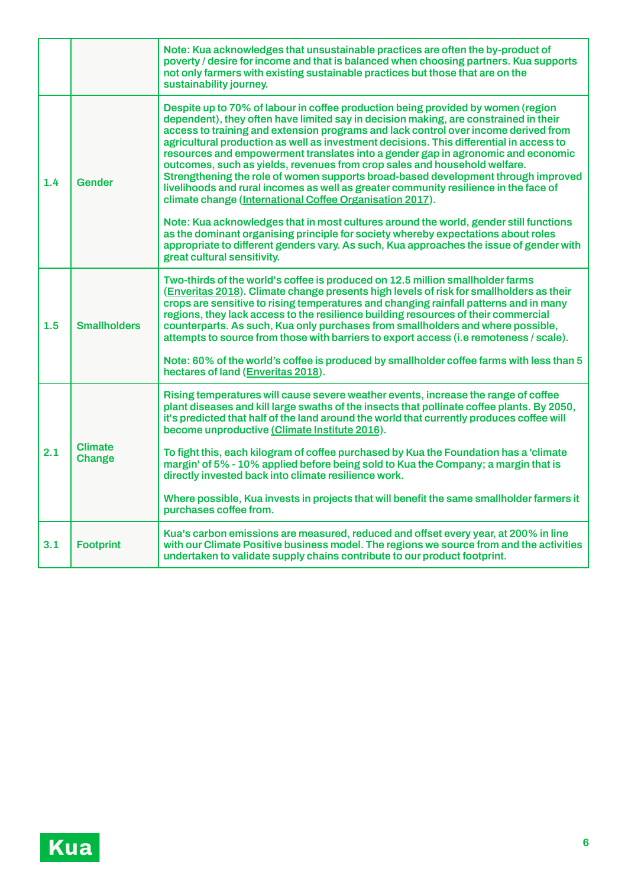| | | |
|---|---|---|
| | | Note: Kua acknowledges that unsustainable practices are often the by-product of poverty / desire for income and that is balanced when choosing partners. Kua supports not only farmers with existing sustainable practices but those that are on the sustainability journey. |
| 1.4 | Gender | Despite up to 70% of labour in coffee production being provided by women (region dependent), they often have limited say in decision making, are constrained in their access to training and extension programs and lack control over income derived from agricultural production as well as investment decisions. This differential in access to resources and empowerment translates into a gender gap in agronomic and economic outcomes, such as yields, revenues from crop sales and household welfare. Strengthening the role of women supports broad-based development through improved livelihoods and rural incomes as well as greater community resilience in the face of climate change (International Coffee Organisation 2017).<br><br>Note: Kua acknowledges that in most cultures around the world, gender still functions as the dominant organising principle for society whereby expectations about roles appropriate to different genders vary. As such, Kua approaches the issue of gender with great cultural sensitivity. |
| 1.5 | Smallholders | Two-thirds of the world's coffee is produced on 12.5 million smallholder farms (Enveritas 2018). Climate change presents high levels of risk for smallholders as their crops are sensitive to rising temperatures and changing rainfall patterns and in many regions, they lack access to the resilience building resources of their commercial counterparts. As such, Kua only purchases from smallholders and where possible, attempts to source from those with barriers to export access (i.e remoteness / scale).<br><br>Note: 60% of the world's coffee is produced by smallholder coffee farms with less than 5 hectares of land (Enveritas 2018). |
| 2.1 | Climate Change | Rising temperatures will cause severe weather events, increase the range of coffee plant diseases and kill large swaths of the insects that pollinate coffee plants. By 2050, it's predicted that half of the land around the world that currently produces coffee will become unproductive (Climate Institute 2016).<br><br>To fight this, each kilogram of coffee purchased by Kua the Foundation has a 'climate margin' of 5% - 10% applied before being sold to Kua the Company; a margin that is directly invested back into climate resilience work.<br><br>Where possible, Kua invests in projects that will benefit the same smallholder farmers it purchases coffee from. |
| 3.1 | Footprint | Kua's carbon emissions are measured, reduced and offset every year, at 200% in line with our Climate Positive business model. The regions we source from and the activities undertaken to validate supply chains contribute to our product footprint. |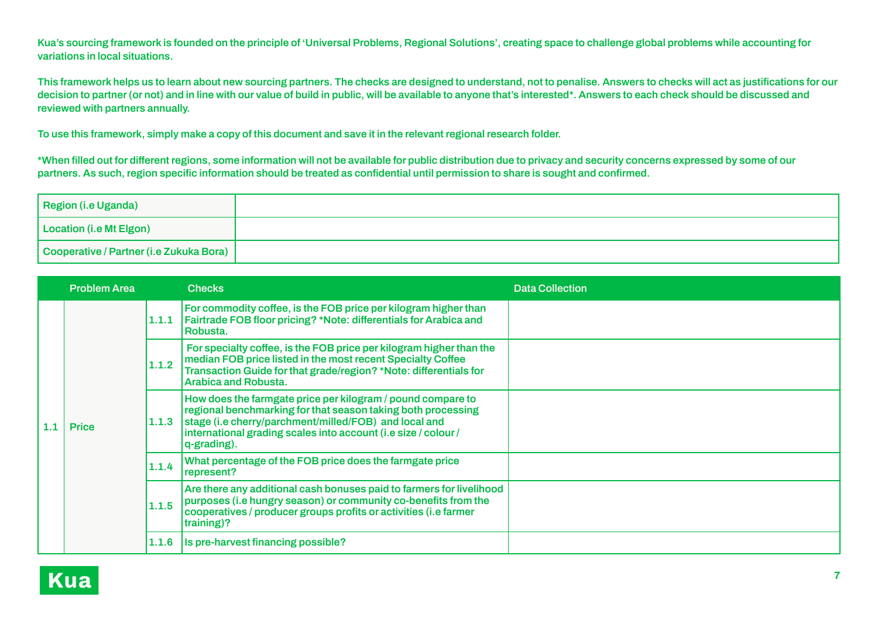**Kua's sourcing framework is founded on the principle of 'Universal Problems, Regional Solutions', creating space to challenge global problems while accounting for variations in local situations.**

**This framework helps us to learn about new sourcing partners. The checks are designed to understand, not to penalise. Answers to checks will act as justifications for our decision to partner (or not) and in line with our value of build in public, will be available to anyone that's interested*. Answers to each check should be discussed and reviewed with partners annually.**

**To use this framework, simply make a copy of this document and save it in the relevant regional research folder.**

***When filled out for different regions, some information will not be available for public distribution due to privacy and security concerns expressed by some of our partners. As such, region specific information should be treated as confidential until permission to share is sought and confirmed.**

| | |
|---|---|
| Region (i.e Uganda) | |
| Location (i.e Mt Elgon) | |
| Cooperative / Partner (i.e Zukuka Bora) | |

| | Problem Area | | Checks | Data Collection |
|---|---|---|---|---|
| 1.1 | Price | 1.1.1 | For commodity coffee, is the FOB price per kilogram higher than Fairtrade FOB floor pricing? *Note: differentials for Arabica and Robusta. | |
| | | 1.1.2 | For specialty coffee, is the FOB price per kilogram higher than the median FOB price listed in the most recent Specialty Coffee Transaction Guide for that grade/region? *Note: differentials for Arabica and Robusta. | |
| | | 1.1.3 | How does the farmgate price per kilogram / pound compare to regional benchmarking for that season taking both processing stage (i.e cherry/parchment/milled/FOB) and local and international grading scales into account (i.e size / colour / q-grading). | |
| | | 1.1.4 | What percentage of the FOB price does the farmgate price represent? | |
| | | 1.1.5 | Are there any additional cash bonuses paid to farmers for livelihood purposes (i.e hungry season) or community co-benefits from the cooperatives / producer groups profits or activities (i.e farmer training)? | |
| | | 1.1.6 | Is pre-harvest financing possible? | |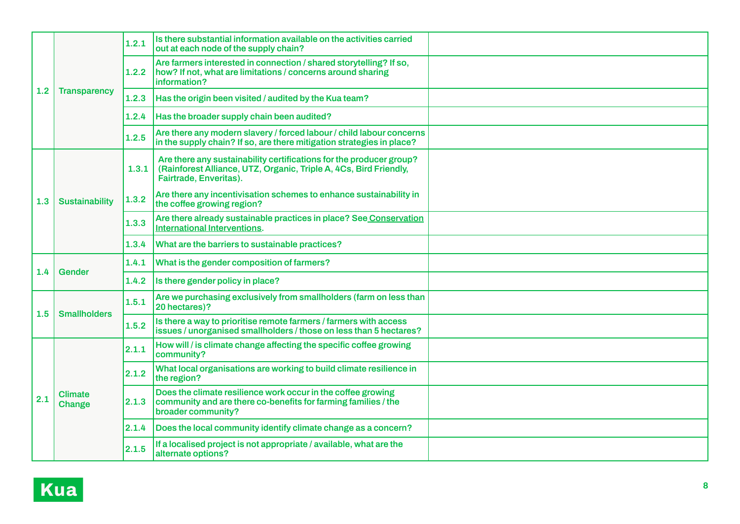| | | | | |
|---|---|---|---|---|
| 1.2 | Transparency | 1.2.1 | Is there substantial information available on the activities carried out at each node of the supply chain? | |
| | | 1.2.2 | Are farmers interested in connection / shared storytelling? If so, how? If not, what are limitations / concerns around sharing information? | |
| | | 1.2.3 | Has the origin been visited / audited by the Kua team? | |
| | | 1.2.4 | Has the broader supply chain been audited? | |
| | | 1.2.5 | Are there any modern slavery / forced labour / child labour concerns in the supply chain? If so, are there mitigation strategies in place? | |
| 1.3 | Sustainability | 1.3.1 | Are there any sustainability certifications for the producer group? (Rainforest Alliance, UTZ, Organic, Triple A, 4Cs, Bird Friendly, Fairtrade, Enveritas). | |
| | | 1.3.2 | Are there any incentivisation schemes to enhance sustainability in the coffee growing region? | |
| | | 1.3.3 | Are there already sustainable practices in place? See Conservation International Interventions. | |
| | | 1.3.4 | What are the barriers to sustainable practices? | |
| 1.4 | Gender | 1.4.1 | What is the gender composition of farmers? | |
| | | 1.4.2 | Is there gender policy in place? | |
| 1.5 | Smallholders | 1.5.1 | Are we purchasing exclusively from smallholders (farm on less than 20 hectares)? | |
| | | 1.5.2 | Is there a way to prioritise remote farmers / farmers with access issues / unorganised smallholders / those on less than 5 hectares? | |
| 2.1 | Climate Change | 2.1.1 | How will / is climate change affecting the specific coffee growing community? | |
| | | 2.1.2 | What local organisations are working to build climate resilience in the region? | |
| | | 2.1.3 | Does the climate resilience work occur in the coffee growing community and are there co-benefits for farming families / the broader community? | |
| | | 2.1.4 | Does the local community identify climate change as a concern? | |
| | | 2.1.5 | If a localised project is not appropriate / available, what are the alternate options? | |

Kua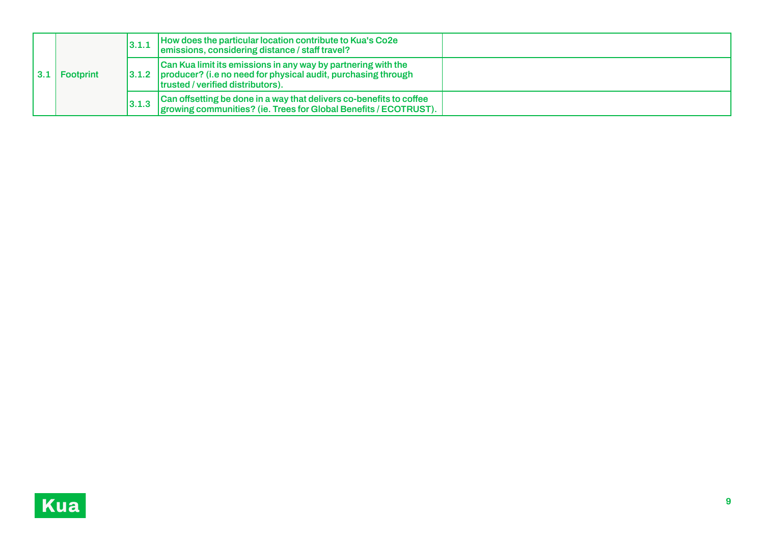| | | | | |
|---|---|---|---|---|
| 3.1 | Footprint | 3.1.1 | How does the particular location contribute to Kua's Co2e emissions, considering distance / staff travel? | |
| | | 3.1.2 | Can Kua limit its emissions in any way by partnering with the producer? (i.e no need for physical audit, purchasing through trusted / verified distributors). | |
| | | 3.1.3 | Can offsetting be done in a way that delivers co-benefits to coffee growing communities? (ie. Trees for Global Benefits / ECOTRUST). | |